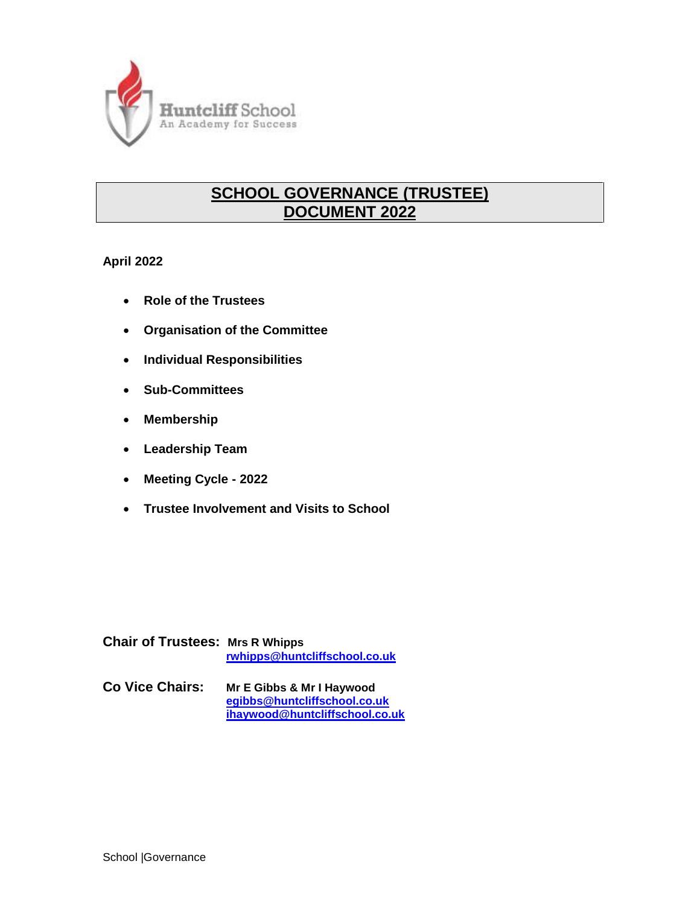Huntcliff School
An Academy for Success

# SCHOOL GOVERNANCE (TRUSTEE) DOCUMENT 2022

**April 2022**

- **Role of the Trustees**
- **Organisation of the Committee**
- **Individual Responsibilities**
- **Sub-Committees**
- **Membership**
- **Leadership Team**
- **Meeting Cycle - 2022**
- **Trustee Involvement and Visits to School**

**Chair of Trustees:** **Mrs R Whipps**
rwhipps@huntcliffschool.co.uk

**Co Vice Chairs:** **Mr E Gibbs & Mr I Haywood**
egibbs@huntcliffschool.co.uk
ihaywood@huntcliffschool.co.uk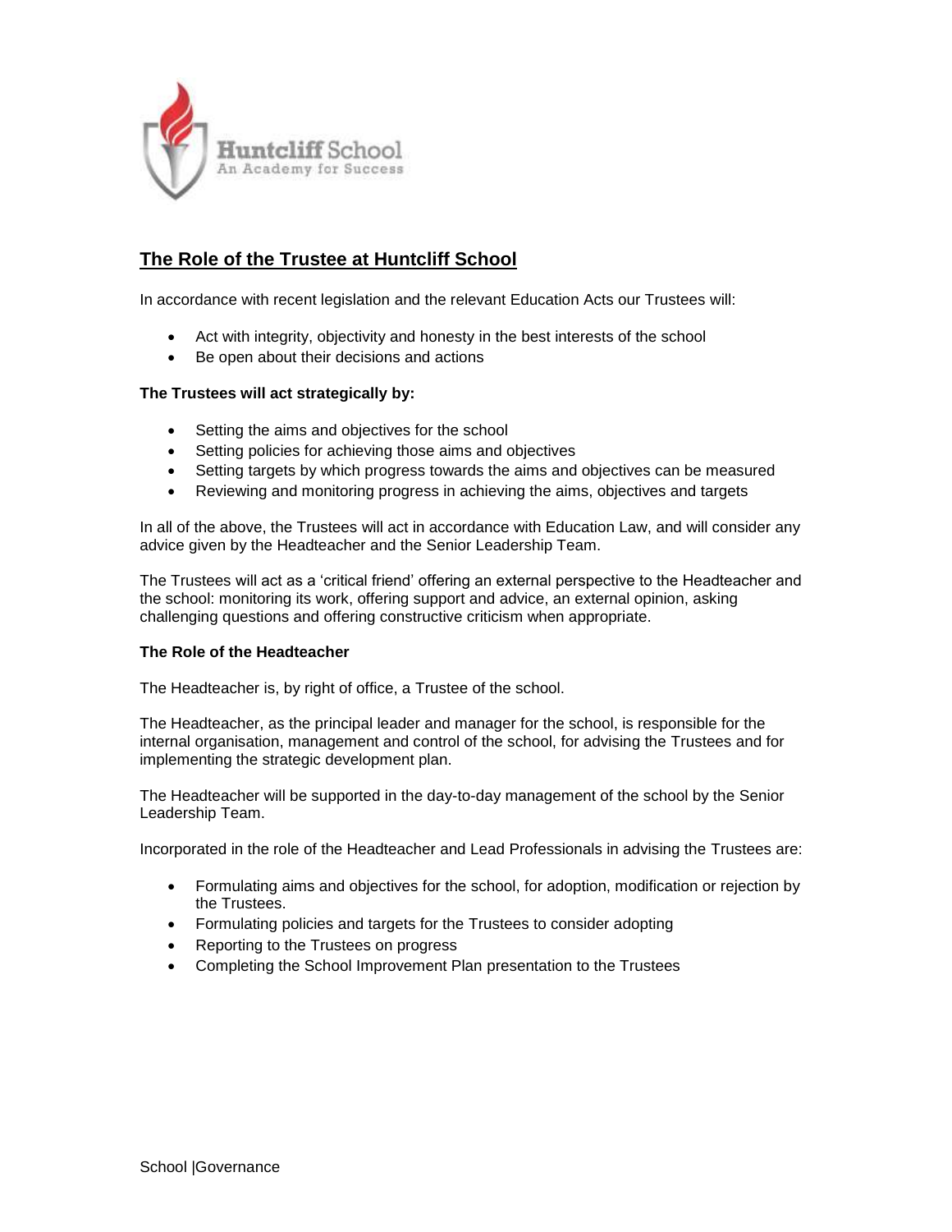## The Role of the Trustee at Huntcliff School

In accordance with recent legislation and the relevant Education Acts our Trustees will:

- Act with integrity, objectivity and honesty in the best interests of the school
- Be open about their decisions and actions

**The Trustees will act strategically by:**

- Setting the aims and objectives for the school
- Setting policies for achieving those aims and objectives
- Setting targets by which progress towards the aims and objectives can be measured
- Reviewing and monitoring progress in achieving the aims, objectives and targets

In all of the above, the Trustees will act in accordance with Education Law, and will consider any advice given by the Headteacher and the Senior Leadership Team.

The Trustees will act as a 'critical friend' offering an external perspective to the Headteacher and the school: monitoring its work, offering support and advice, an external opinion, asking challenging questions and offering constructive criticism when appropriate.

**The Role of the Headteacher**

The Headteacher is, by right of office, a Trustee of the school.

The Headteacher, as the principal leader and manager for the school, is responsible for the internal organisation, management and control of the school, for advising the Trustees and for implementing the strategic development plan.

The Headteacher will be supported in the day-to-day management of the school by the Senior Leadership Team.

Incorporated in the role of the Headteacher and Lead Professionals in advising the Trustees are:

- Formulating aims and objectives for the school, for adoption, modification or rejection by the Trustees.
- Formulating policies and targets for the Trustees to consider adopting
- Reporting to the Trustees on progress
- Completing the School Improvement Plan presentation to the Trustees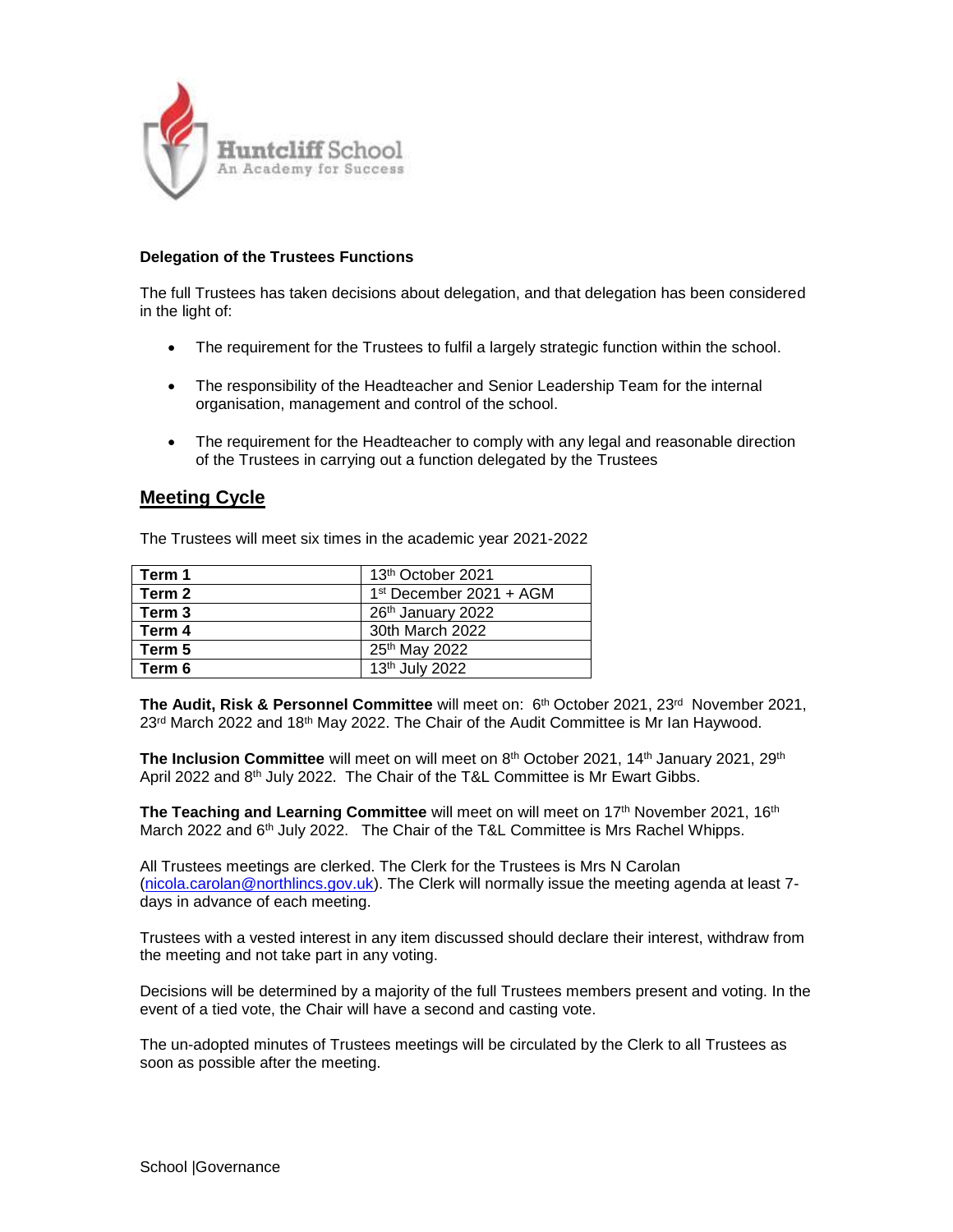**Delegation of the Trustees Functions**

The full Trustees has taken decisions about delegation, and that delegation has been considered in the light of:

- The requirement for the Trustees to fulfil a largely strategic function within the school.
- The responsibility of the Headteacher and Senior Leadership Team for the internal organisation, management and control of the school.
- The requirement for the Headteacher to comply with any legal and reasonable direction of the Trustees in carrying out a function delegated by the Trustees

## Meeting Cycle

The Trustees will meet six times in the academic year 2021-2022

| | |
|---|---|
| **Term 1** | 13th October 2021 |
| **Term 2** | 1st December 2021 + AGM |
| **Term 3** | 26th January 2022 |
| **Term 4** | 30th March 2022 |
| **Term 5** | 25th May 2022 |
| **Term 6** | 13th July 2022 |

**The Audit, Risk & Personnel Committee** will meet on: 6th October 2021, 23rd November 2021, 23rd March 2022 and 18th May 2022. The Chair of the Audit Committee is Mr Ian Haywood.

**The Inclusion Committee** will meet on will meet on 8th October 2021, 14th January 2021, 29th April 2022 and 8th July 2022. The Chair of the T&L Committee is Mr Ewart Gibbs.

**The Teaching and Learning Committee** will meet on will meet on 17th November 2021, 16th March 2022 and 6th July 2022. The Chair of the T&L Committee is Mrs Rachel Whipps.

All Trustees meetings are clerked. The Clerk for the Trustees is Mrs N Carolan (nicola.carolan@northlincs.gov.uk). The Clerk will normally issue the meeting agenda at least 7-days in advance of each meeting.

Trustees with a vested interest in any item discussed should declare their interest, withdraw from the meeting and not take part in any voting.

Decisions will be determined by a majority of the full Trustees members present and voting. In the event of a tied vote, the Chair will have a second and casting vote.

The un-adopted minutes of Trustees meetings will be circulated by the Clerk to all Trustees as soon as possible after the meeting.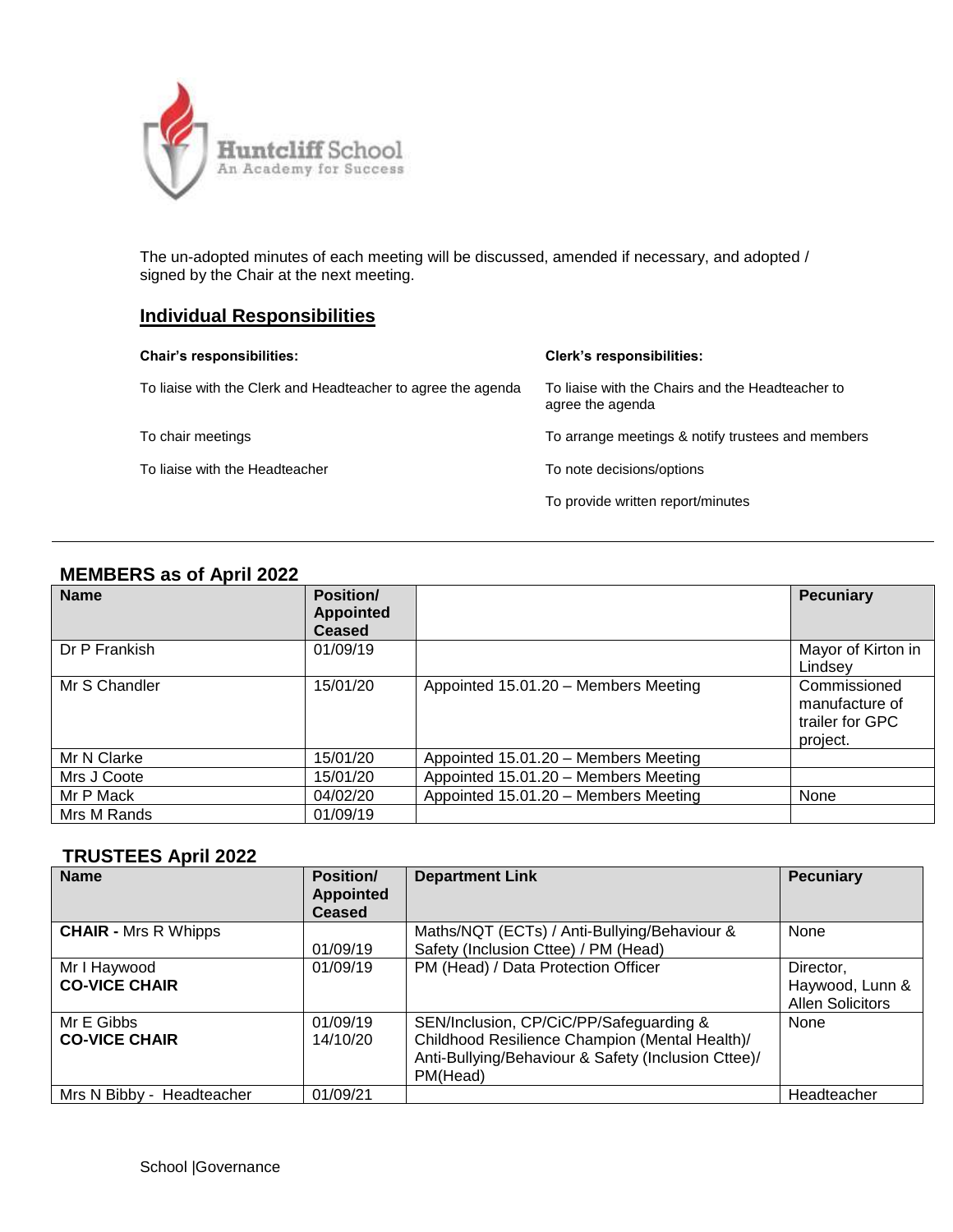The un-adopted minutes of each meeting will be discussed, amended if necessary, and adopted / signed by the Chair at the next meeting.

## Individual Responsibilities

**Chair's responsibilities:**

To liaise with the Clerk and Headteacher to agree the agenda

To chair meetings

To liaise with the Headteacher

**Clerk's responsibilities:**

To liaise with the Chairs and the Headteacher to agree the agenda

To arrange meetings & notify trustees and members

To note decisions/options

To provide written report/minutes

---

### MEMBERS as of April 2022

| Name | Position/ Appointed Ceased | | Pecuniary |
|---|---|---|---|
| Dr P Frankish | 01/09/19 | | Mayor of Kirton in Lindsey |
| Mr S Chandler | 15/01/20 | Appointed 15.01.20 – Members Meeting | Commissioned manufacture of trailer for GPC project. |
| Mr N Clarke | 15/01/20 | Appointed 15.01.20 – Members Meeting | |
| Mrs J Coote | 15/01/20 | Appointed 15.01.20 – Members Meeting | |
| Mr P Mack | 04/02/20 | Appointed 15.01.20 – Members Meeting | None |
| Mrs M Rands | 01/09/19 | | |

### TRUSTEES April 2022

| Name | Position/ Appointed Ceased | Department Link | Pecuniary |
|---|---|---|---|
| **CHAIR -** Mrs R Whipps | 01/09/19 | Maths/NQT (ECTs) / Anti-Bullying/Behaviour & Safety (Inclusion Cttee) / PM (Head) | None |
| Mr I Haywood **CO-VICE CHAIR** | 01/09/19 | PM (Head) / Data Protection Officer | Director, Haywood, Lunn & Allen Solicitors |
| Mr E Gibbs **CO-VICE CHAIR** | 01/09/19 14/10/20 | SEN/Inclusion, CP/CiC/PP/Safeguarding & Childhood Resilience Champion (Mental Health)/ Anti-Bullying/Behaviour & Safety (Inclusion Cttee)/ PM(Head) | None |
| Mrs N Bibby - Headteacher | 01/09/21 | | Headteacher |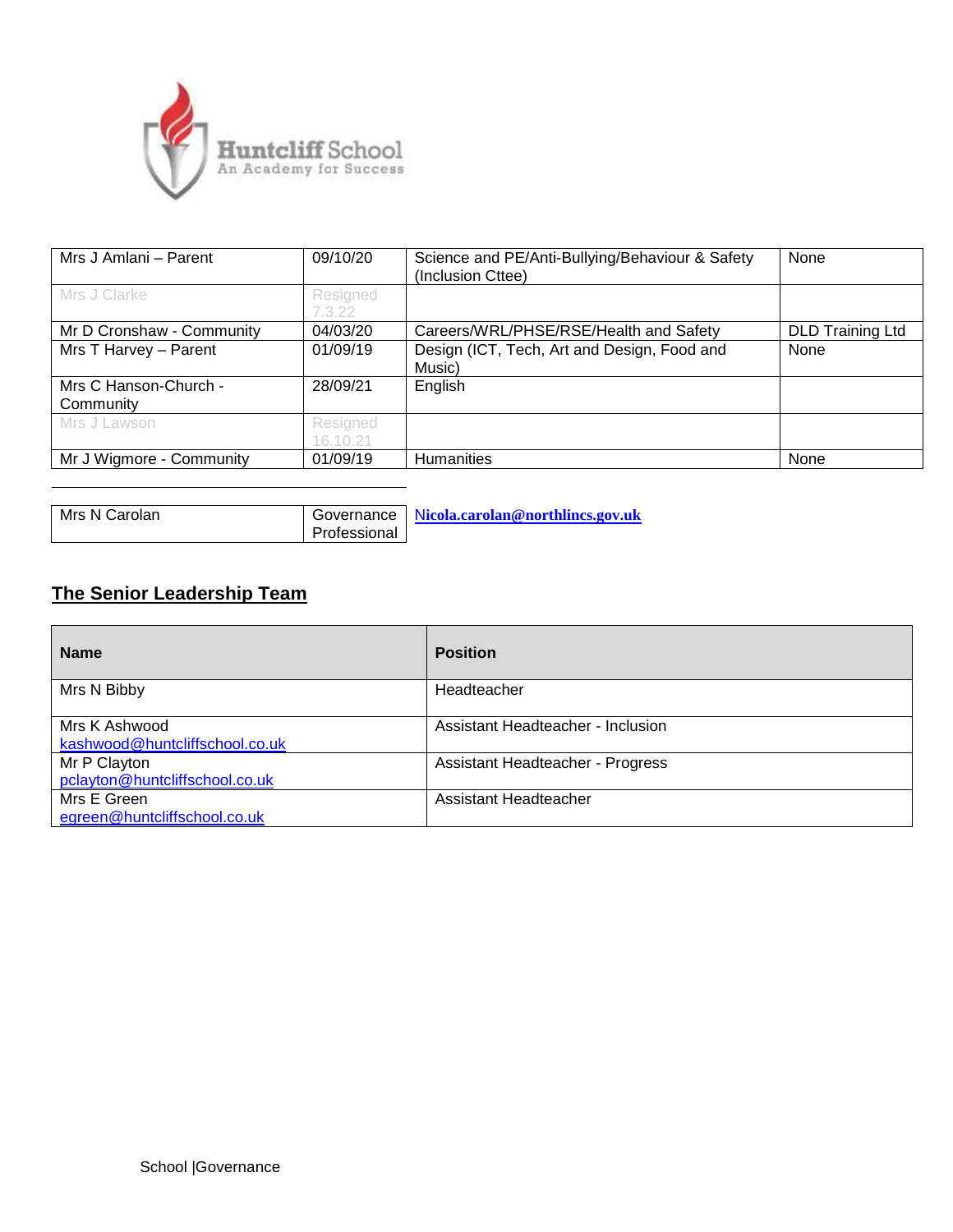| | | | |
|---|---|---|---|
| Mrs J Amlani – Parent | 09/10/20 | Science and PE/Anti-Bullying/Behaviour & Safety (Inclusion Cttee) | None |
| Mrs J Clarke | Resigned 7.3.22 | | |
| Mr D Cronshaw - Community | 04/03/20 | Careers/WRL/PHSE/RSE/Health and Safety | DLD Training Ltd |
| Mrs T Harvey – Parent | 01/09/19 | Design (ICT, Tech, Art and Design, Food and Music) | None |
| Mrs C Hanson-Church - Community | 28/09/21 | English | |
| Mrs J Lawson | Resigned 16.10.21 | | |
| Mr J Wigmore - Community | 01/09/19 | Humanities | None |

| | | |
|---|---|---|
| Mrs N Carolan | Governance Professional | Nicola.carolan@northlincs.gov.uk |

## The Senior Leadership Team

| Name | Position |
|---|---|
| Mrs N Bibby | Headteacher |
| Mrs K Ashwood kashwood@huntcliffschool.co.uk | Assistant Headteacher - Inclusion |
| Mr P Clayton pclayton@huntcliffschool.co.uk | Assistant Headteacher - Progress |
| Mrs E Green egreen@huntcliffschool.co.uk | Assistant Headteacher |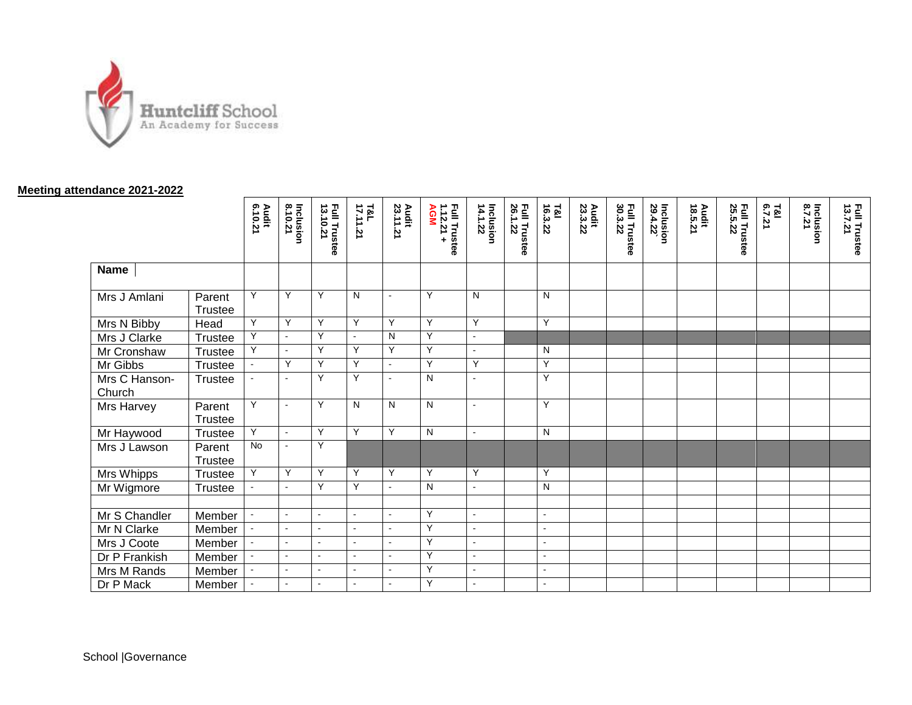Huntcliff School
An Academy for Success

**Meeting attendance 2021-2022**

| Name | | Audit 6.10.21 | Inclusion 8.10.21 | Full Trustee 13.10.21 | T&L 17.11.21 | Audit 23.11.21 | Full Trustee 1.12.21 + AGM | Inclusion 14.1.22 | Full Trustee 26.1.22 | T&I 16.3.22 | Audit 23.3.22 | Full Trustee 30.3.22 | Inclusion 29.4.22 | Audit 18.5.21 | Full Trustee 25.5.22 | T&I 6.7.21 | Inclusion 8.7.21 | Full Trustee 13.7.21 |
|---|---|---|---|---|---|---|---|---|---|---|---|---|---|---|---|---|---|---|
| Mrs J Amlani | Parent Trustee | Y | Y | Y | N | - | Y | N | | N | | | | | | | | |
| Mrs N Bibby | Head | Y | Y | Y | Y | Y | Y | Y | | Y | | | | | | | | |
| Mrs J Clarke | Trustee | Y | - | Y | - | N | Y | - | | | | | | | | | | |
| Mr Cronshaw | Trustee | Y | - | Y | Y | Y | Y | - | | N | | | | | | | | |
| Mr Gibbs | Trustee | - | Y | Y | Y | - | Y | Y | | Y | | | | | | | | |
| Mrs C Hanson-Church | Trustee | - | - | Y | Y | - | N | - | | Y | | | | | | | | |
| Mrs Harvey | Parent Trustee | Y | - | Y | N | N | N | - | | Y | | | | | | | | |
| Mr Haywood | Trustee | Y | - | Y | Y | Y | N | - | | N | | | | | | | | |
| Mrs J Lawson | Parent Trustee | No | - | Y | | | | | | | | | | | | | | |
| Mrs Whipps | Trustee | Y | Y | Y | Y | Y | Y | Y | | Y | | | | | | | | |
| Mr Wigmore | Trustee | - | - | Y | Y | - | N | - | | N | | | | | | | | |
| | | | | | | | | | | | | | | | | | | |
| Mr S Chandler | Member | - | - | - | - | - | Y | - | | - | | | | | | | | |
| Mr N Clarke | Member | - | - | - | - | - | Y | - | | - | | | | | | | | |
| Mrs J Coote | Member | - | - | - | - | - | Y | - | | - | | | | | | | | |
| Dr P Frankish | Member | - | - | - | - | - | Y | - | | - | | | | | | | | |
| Mrs M Rands | Member | - | - | - | - | - | Y | - | | - | | | | | | | | |
| Dr P Mack | Member | - | - | - | - | - | Y | - | | - | | | | | | | | |

School |Governance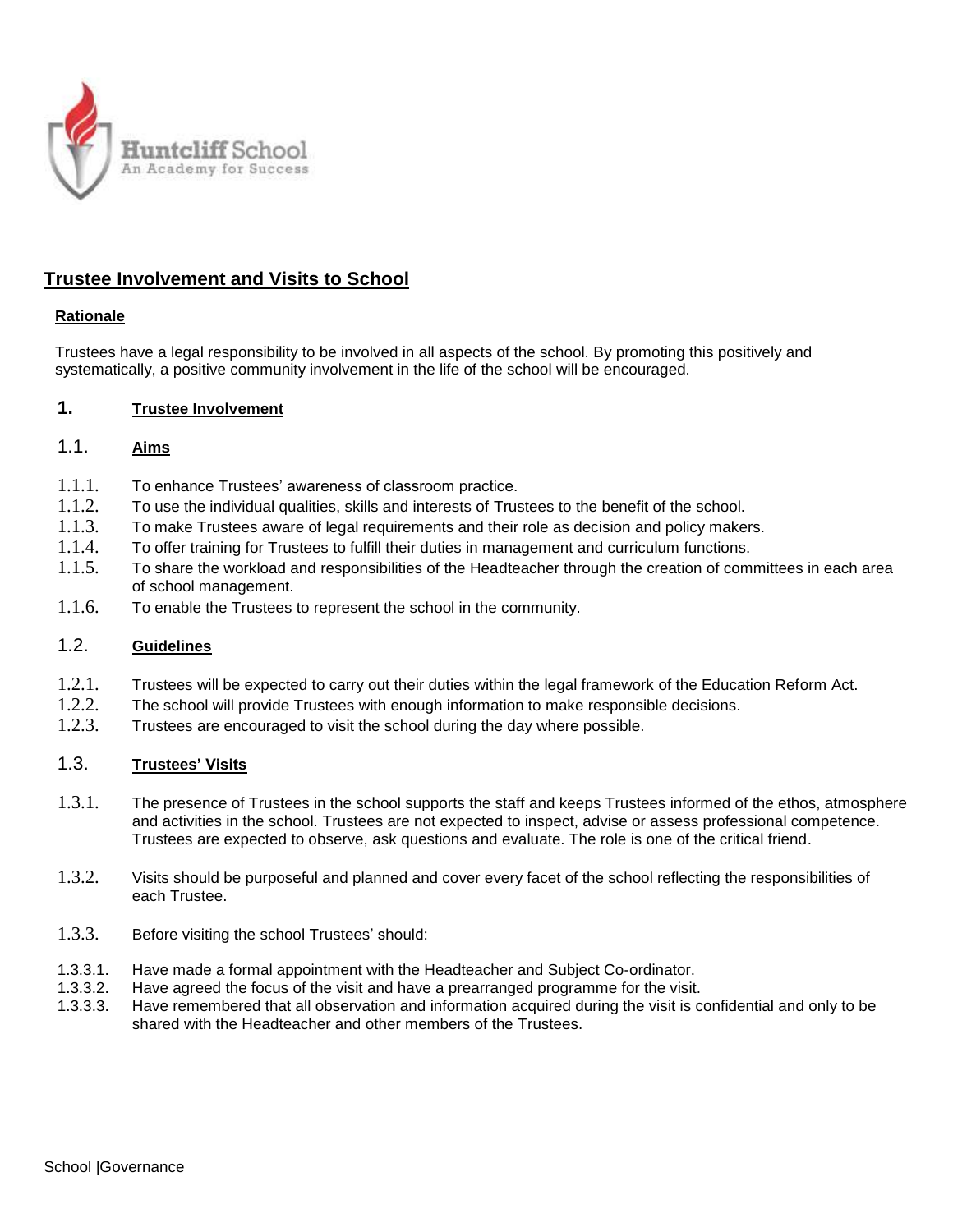Huntcliff School
An Academy for Success

## Trustee Involvement and Visits to School

### Rationale

Trustees have a legal responsibility to be involved in all aspects of the school. By promoting this positively and systematically, a positive community involvement in the life of the school will be encouraged.

### 1. Trustee Involvement

#### 1.1. Aims

1.1.1. To enhance Trustees' awareness of classroom practice.

1.1.2. To use the individual qualities, skills and interests of Trustees to the benefit of the school.

1.1.3. To make Trustees aware of legal requirements and their role as decision and policy makers.

1.1.4. To offer training for Trustees to fulfill their duties in management and curriculum functions.

1.1.5. To share the workload and responsibilities of the Headteacher through the creation of committees in each area of school management.

1.1.6. To enable the Trustees to represent the school in the community.

#### 1.2. Guidelines

1.2.1. Trustees will be expected to carry out their duties within the legal framework of the Education Reform Act.

1.2.2. The school will provide Trustees with enough information to make responsible decisions.

1.2.3. Trustees are encouraged to visit the school during the day where possible.

#### 1.3. Trustees' Visits

1.3.1. The presence of Trustees in the school supports the staff and keeps Trustees informed of the ethos, atmosphere and activities in the school. Trustees are not expected to inspect, advise or assess professional competence. Trustees are expected to observe, ask questions and evaluate. The role is one of the critical friend.

1.3.2. Visits should be purposeful and planned and cover every facet of the school reflecting the responsibilities of each Trustee.

1.3.3. Before visiting the school Trustees' should:

1.3.3.1. Have made a formal appointment with the Headteacher and Subject Co-ordinator.

1.3.3.2. Have agreed the focus of the visit and have a prearranged programme for the visit.

1.3.3.3. Have remembered that all observation and information acquired during the visit is confidential and only to be shared with the Headteacher and other members of the Trustees.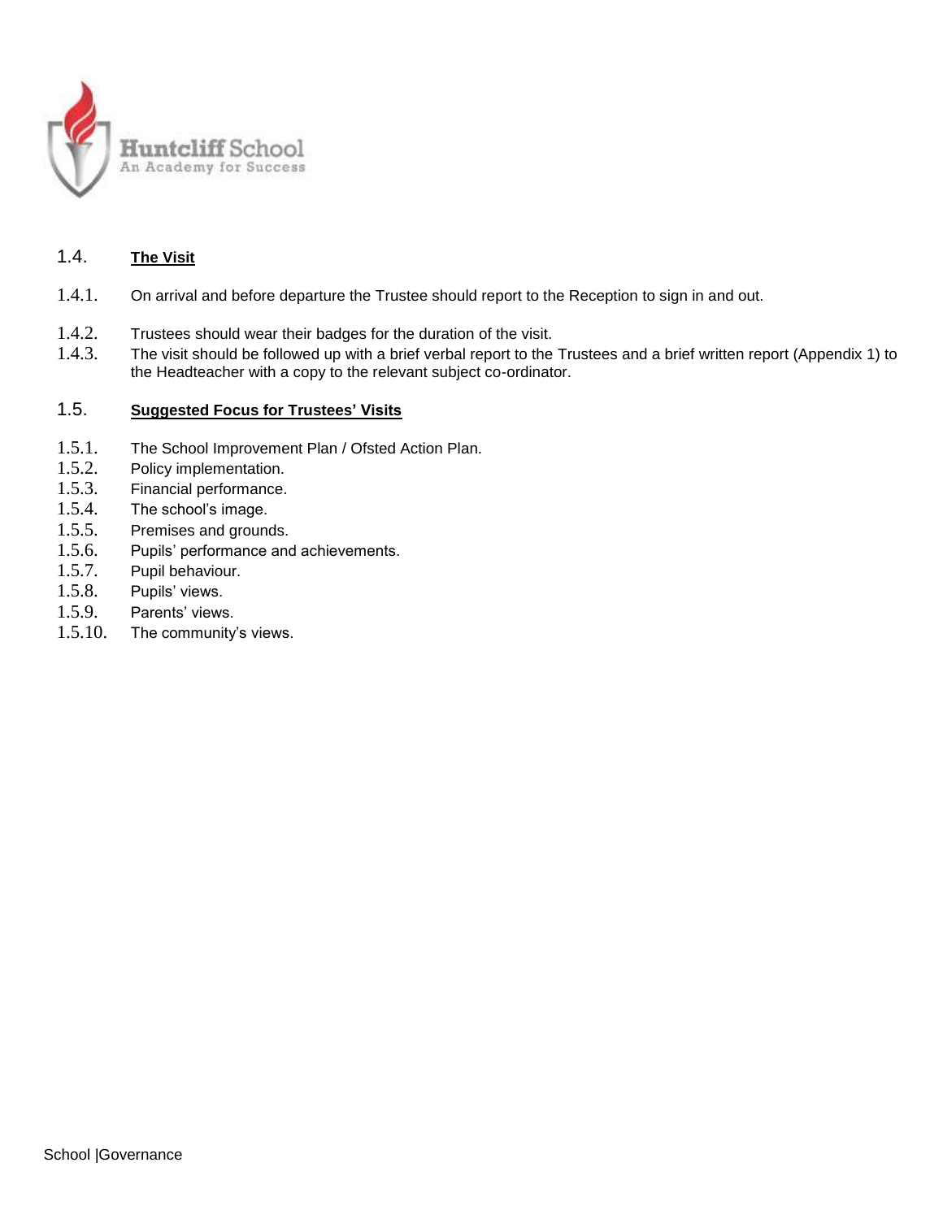## 1.4. The Visit

1.4.1. On arrival and before departure the Trustee should report to the Reception to sign in and out.

1.4.2. Trustees should wear their badges for the duration of the visit.

1.4.3. The visit should be followed up with a brief verbal report to the Trustees and a brief written report (Appendix 1) to the Headteacher with a copy to the relevant subject co-ordinator.

## 1.5. Suggested Focus for Trustees' Visits

1.5.1. The School Improvement Plan / Ofsted Action Plan.

1.5.2. Policy implementation.

1.5.3. Financial performance.

1.5.4. The school's image.

1.5.5. Premises and grounds.

1.5.6. Pupils' performance and achievements.

1.5.7. Pupil behaviour.

1.5.8. Pupils' views.

1.5.9. Parents' views.

1.5.10. The community's views.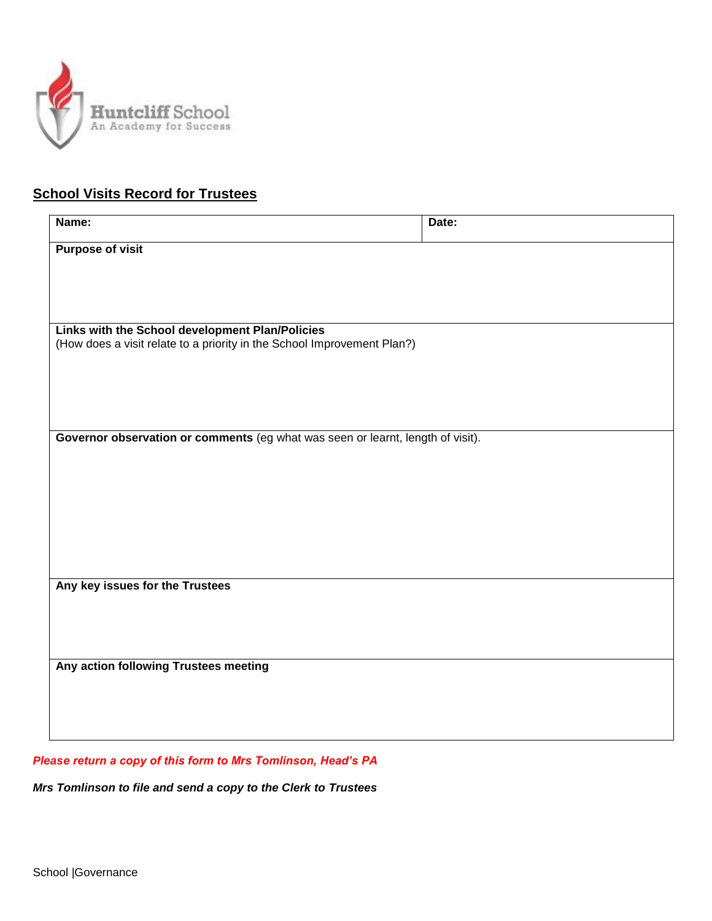Huntcliff School
An Academy for Success

## School Visits Record for Trustees

| | |
|---|---|
| **Name:** | **Date:** |
| **Purpose of visit** | |
| **Links with the School development Plan/Policies**<br>(How does a visit relate to a priority in the School Improvement Plan?) | |
| **Governor observation or comments** (eg what was seen or learnt, length of visit). | |
| **Any key issues for the Trustees** | |
| **Any action following Trustees meeting** | |

***Please return a copy of this form to Mrs Tomlinson, Head's PA***

***Mrs Tomlinson to file and send a copy to the Clerk to Trustees***